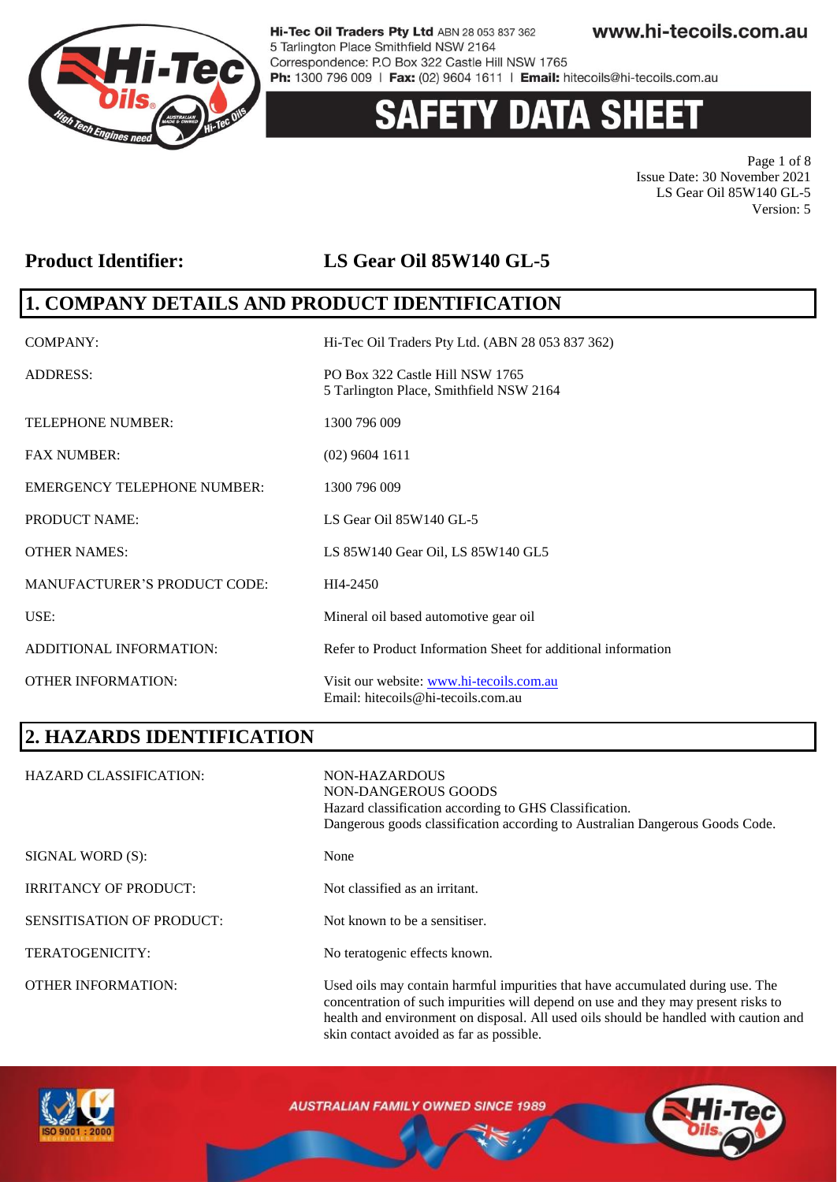# SAFETY DATA SHEET

**Product Identifier: LS Gear Oil 85W140 GL-5**

## 1. COMPANY DETAILS AND PRODUCT IDENTIFICATION

| | |
|---|---|
| COMPANY: | Hi-Tec Oil Traders Pty Ltd. (ABN 28 053 837 362) |
| ADDRESS: | PO Box 322 Castle Hill NSW 1765<br>5 Tarlington Place, Smithfield NSW 2164 |
| TELEPHONE NUMBER: | 1300 796 009 |
| FAX NUMBER: | (02) 9604 1611 |
| EMERGENCY TELEPHONE NUMBER: | 1300 796 009 |
| PRODUCT NAME: | LS Gear Oil 85W140 GL-5 |
| OTHER NAMES: | LS 85W140 Gear Oil, LS 85W140 GL5 |
| MANUFACTURER'S PRODUCT CODE: | HI4-2450 |
| USE: | Mineral oil based automotive gear oil |
| ADDITIONAL INFORMATION: | Refer to Product Information Sheet for additional information |
| OTHER INFORMATION: | Visit our website: www.hi-tecoils.com.au<br>Email: hitecoils@hi-tecoils.com.au |

## 2. HAZARDS IDENTIFICATION

| | |
|---|---|
| HAZARD CLASSIFICATION: | NON-HAZARDOUS<br>NON-DANGEROUS GOODS<br>Hazard classification according to GHS Classification.<br>Dangerous goods classification according to Australian Dangerous Goods Code. |
| SIGNAL WORD (S): | None |
| IRRITANCY OF PRODUCT: | Not classified as an irritant. |
| SENSITISATION OF PRODUCT: | Not known to be a sensitiser. |
| TERATOGENICITY: | No teratogenic effects known. |
| OTHER INFORMATION: | Used oils may contain harmful impurities that have accumulated during use. The concentration of such impurities will depend on use and they may present risks to health and environment on disposal. All used oils should be handled with caution and skin contact avoided as far as possible. |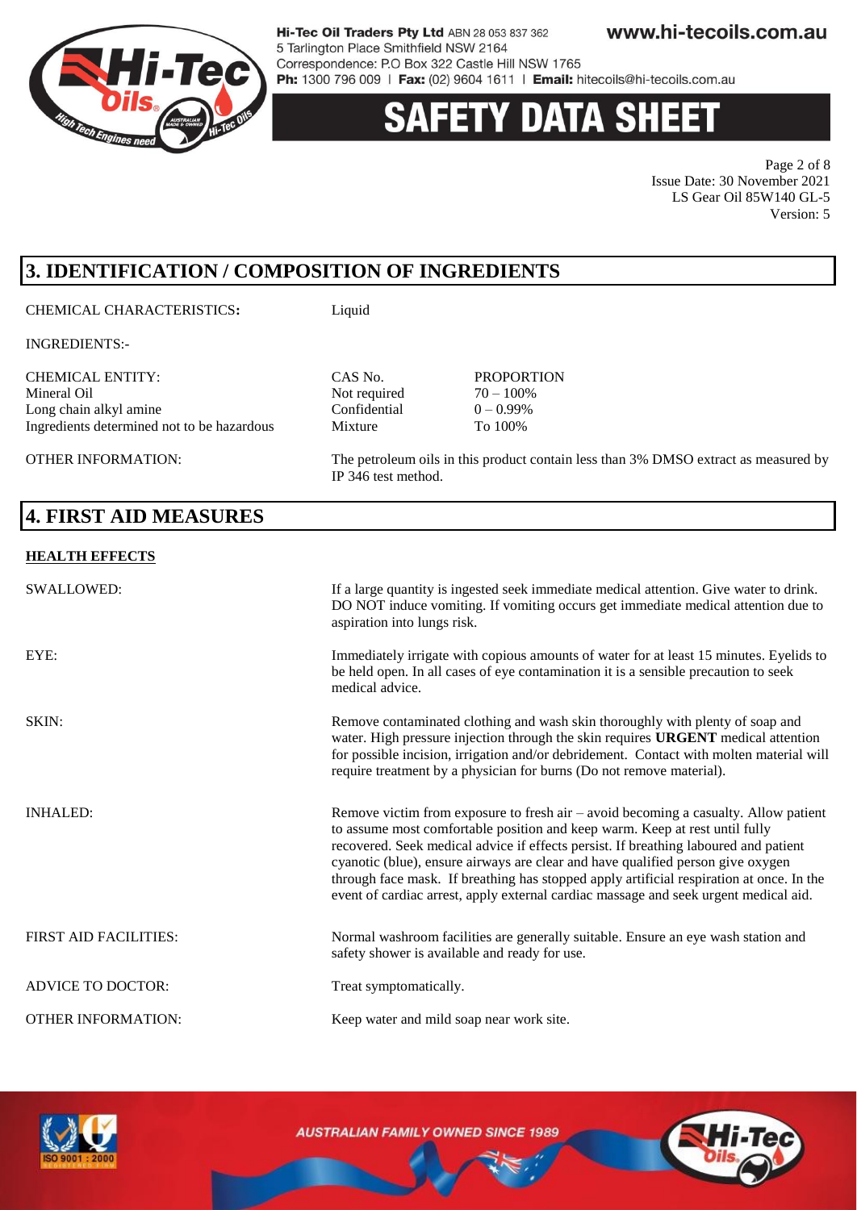## 3. IDENTIFICATION / COMPOSITION OF INGREDIENTS

CHEMICAL CHARACTERISTICS**:** Liquid

INGREDIENTS:-

| CHEMICAL ENTITY: | CAS No. | PROPORTION |
|---|---|---|
| Mineral Oil | Not required | 70 – 100% |
| Long chain alkyl amine | Confidential | 0 – 0.99% |
| Ingredients determined not to be hazardous | Mixture | To 100% |

OTHER INFORMATION: The petroleum oils in this product contain less than 3% DMSO extract as measured by IP 346 test method.

## 4. FIRST AID MEASURES

**HEALTH EFFECTS**

SWALLOWED: If a large quantity is ingested seek immediate medical attention. Give water to drink. DO NOT induce vomiting. If vomiting occurs get immediate medical attention due to aspiration into lungs risk.

EYE: Immediately irrigate with copious amounts of water for at least 15 minutes. Eyelids to be held open. In all cases of eye contamination it is a sensible precaution to seek medical advice.

SKIN: Remove contaminated clothing and wash skin thoroughly with plenty of soap and water. High pressure injection through the skin requires **URGENT** medical attention for possible incision, irrigation and/or debridement. Contact with molten material will require treatment by a physician for burns (Do not remove material).

INHALED: Remove victim from exposure to fresh air – avoid becoming a casualty. Allow patient to assume most comfortable position and keep warm. Keep at rest until fully recovered. Seek medical advice if effects persist. If breathing laboured and patient cyanotic (blue), ensure airways are clear and have qualified person give oxygen through face mask. If breathing has stopped apply artificial respiration at once. In the event of cardiac arrest, apply external cardiac massage and seek urgent medical aid.

FIRST AID FACILITIES: Normal washroom facilities are generally suitable. Ensure an eye wash station and safety shower is available and ready for use.

ADVICE TO DOCTOR: Treat symptomatically.

OTHER INFORMATION: Keep water and mild soap near work site.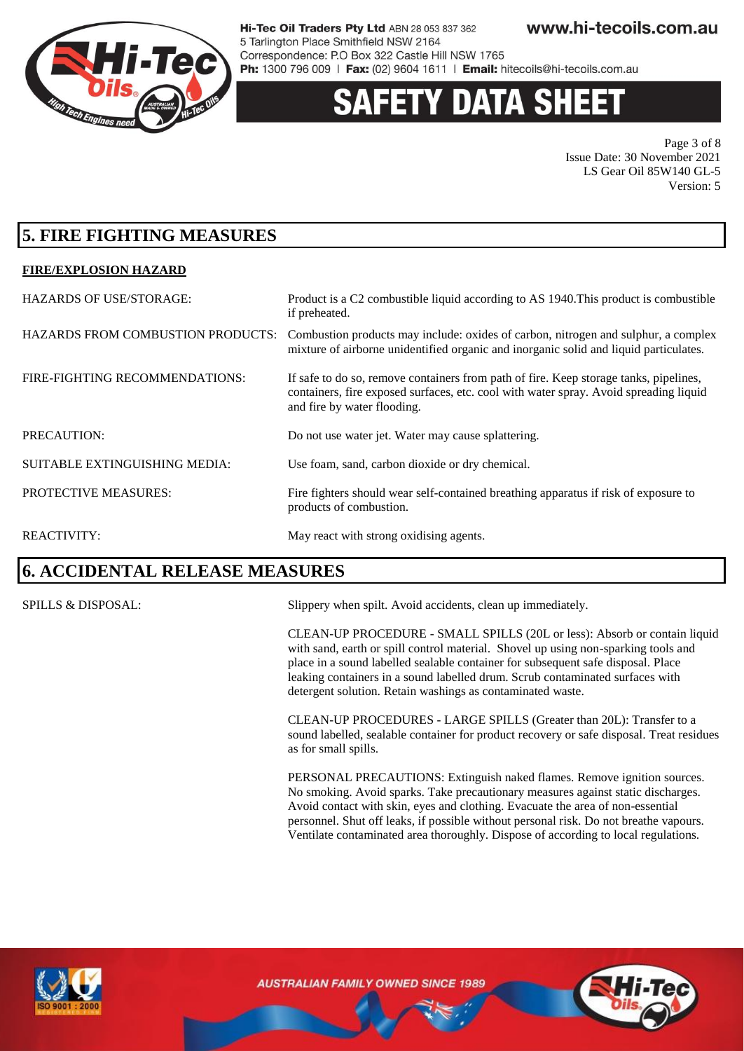## 5. FIRE FIGHTING MEASURES

**FIRE/EXPLOSION HAZARD**

| | |
|---|---|
| HAZARDS OF USE/STORAGE: | Product is a C2 combustible liquid according to AS 1940.This product is combustible if preheated. |
| HAZARDS FROM COMBUSTION PRODUCTS: | Combustion products may include: oxides of carbon, nitrogen and sulphur, a complex mixture of airborne unidentified organic and inorganic solid and liquid particulates. |
| FIRE-FIGHTING RECOMMENDATIONS: | If safe to do so, remove containers from path of fire. Keep storage tanks, pipelines, containers, fire exposed surfaces, etc. cool with water spray. Avoid spreading liquid and fire by water flooding. |
| PRECAUTION: | Do not use water jet. Water may cause splattering. |
| SUITABLE EXTINGUISHING MEDIA: | Use foam, sand, carbon dioxide or dry chemical. |
| PROTECTIVE MEASURES: | Fire fighters should wear self-contained breathing apparatus if risk of exposure to products of combustion. |
| REACTIVITY: | May react with strong oxidising agents. |

## 6. ACCIDENTAL RELEASE MEASURES

SPILLS & DISPOSAL:

Slippery when spilt. Avoid accidents, clean up immediately.

CLEAN-UP PROCEDURE - SMALL SPILLS (20L or less): Absorb or contain liquid with sand, earth or spill control material. Shovel up using non-sparking tools and place in a sound labelled sealable container for subsequent safe disposal. Place leaking containers in a sound labelled drum. Scrub contaminated surfaces with detergent solution. Retain washings as contaminated waste.

CLEAN-UP PROCEDURES - LARGE SPILLS (Greater than 20L): Transfer to a sound labelled, sealable container for product recovery or safe disposal. Treat residues as for small spills.

PERSONAL PRECAUTIONS: Extinguish naked flames. Remove ignition sources. No smoking. Avoid sparks. Take precautionary measures against static discharges. Avoid contact with skin, eyes and clothing. Evacuate the area of non-essential personnel. Shut off leaks, if possible without personal risk. Do not breathe vapours. Ventilate contaminated area thoroughly. Dispose of according to local regulations.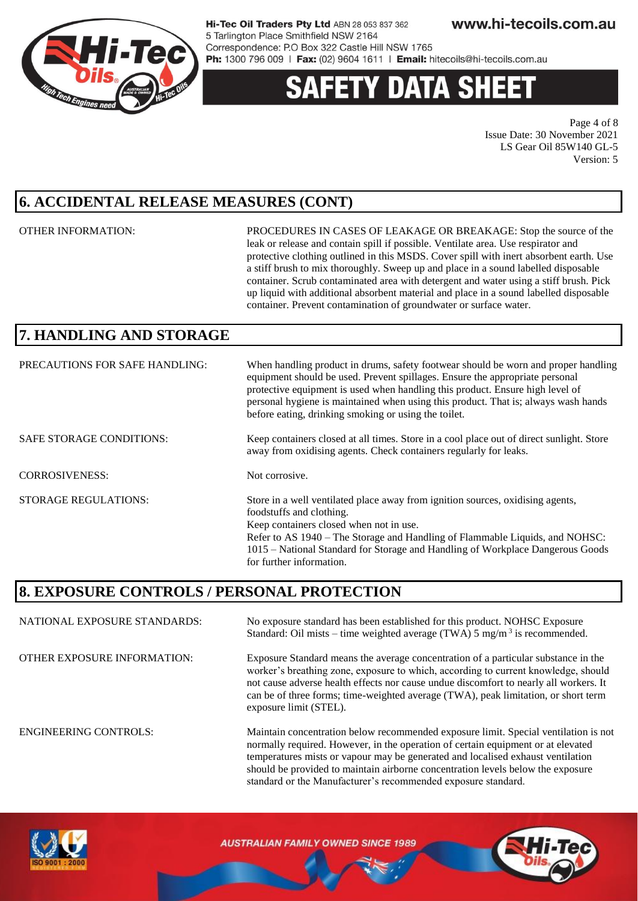## 6. ACCIDENTAL RELEASE MEASURES (CONT)

| | |
|---|---|
| OTHER INFORMATION: | PROCEDURES IN CASES OF LEAKAGE OR BREAKAGE: Stop the source of the leak or release and contain spill if possible. Ventilate area. Use respirator and protective clothing outlined in this MSDS. Cover spill with inert absorbent earth. Use a stiff brush to mix thoroughly. Sweep up and place in a sound labelled disposable container. Scrub contaminated area with detergent and water using a stiff brush. Pick up liquid with additional absorbent material and place in a sound labelled disposable container. Prevent contamination of groundwater or surface water. |

## 7. HANDLING AND STORAGE

| | |
|---|---|
| PRECAUTIONS FOR SAFE HANDLING: | When handling product in drums, safety footwear should be worn and proper handling equipment should be used. Prevent spillages. Ensure the appropriate personal protective equipment is used when handling this product. Ensure high level of personal hygiene is maintained when using this product. That is; always wash hands before eating, drinking smoking or using the toilet. |
| SAFE STORAGE CONDITIONS: | Keep containers closed at all times. Store in a cool place out of direct sunlight. Store away from oxidising agents. Check containers regularly for leaks. |
| CORROSIVENESS: | Not corrosive. |
| STORAGE REGULATIONS: | Store in a well ventilated place away from ignition sources, oxidising agents, foodstuffs and clothing.<br>Keep containers closed when not in use.<br>Refer to AS 1940 – The Storage and Handling of Flammable Liquids, and NOHSC: 1015 – National Standard for Storage and Handling of Workplace Dangerous Goods for further information. |

## 8. EXPOSURE CONTROLS / PERSONAL PROTECTION

| | |
|---|---|
| NATIONAL EXPOSURE STANDARDS: | No exposure standard has been established for this product. NOHSC Exposure Standard: Oil mists – time weighted average (TWA) 5 $mg/m^3$ is recommended. |
| OTHER EXPOSURE INFORMATION: | Exposure Standard means the average concentration of a particular substance in the worker's breathing zone, exposure to which, according to current knowledge, should not cause adverse health effects nor cause undue discomfort to nearly all workers. It can be of three forms; time-weighted average (TWA), peak limitation, or short term exposure limit (STEL). |
| ENGINEERING CONTROLS: | Maintain concentration below recommended exposure limit. Special ventilation is not normally required. However, in the operation of certain equipment or at elevated temperatures mists or vapour may be generated and localised exhaust ventilation should be provided to maintain airborne concentration levels below the exposure standard or the Manufacturer's recommended exposure standard. |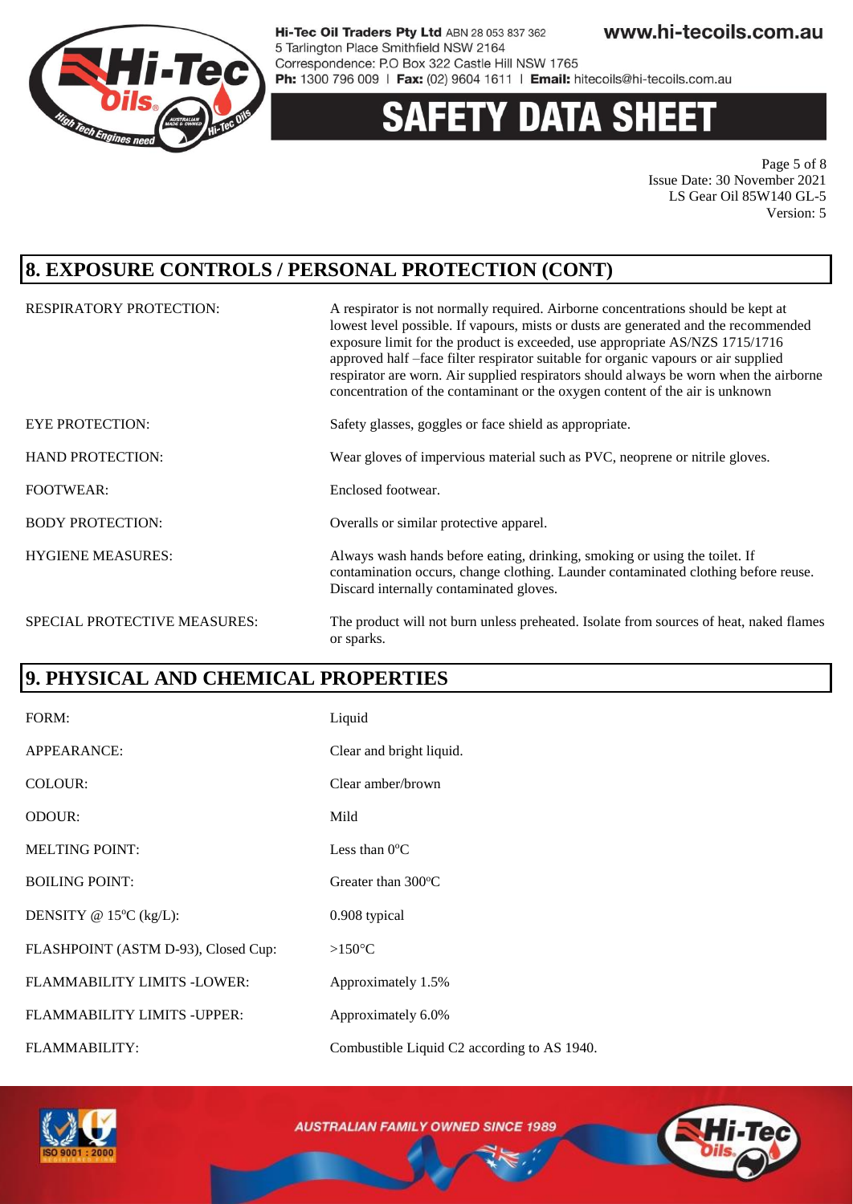## 8. EXPOSURE CONTROLS / PERSONAL PROTECTION (CONT)

| | |
|---|---|
| RESPIRATORY PROTECTION: | A respirator is not normally required. Airborne concentrations should be kept at lowest level possible. If vapours, mists or dusts are generated and the recommended exposure limit for the product is exceeded, use appropriate AS/NZS 1715/1716 approved half –face filter respirator suitable for organic vapours or air supplied respirator are worn. Air supplied respirators should always be worn when the airborne concentration of the contaminant or the oxygen content of the air is unknown |
| EYE PROTECTION: | Safety glasses, goggles or face shield as appropriate. |
| HAND PROTECTION: | Wear gloves of impervious material such as PVC, neoprene or nitrile gloves. |
| FOOTWEAR: | Enclosed footwear. |
| BODY PROTECTION: | Overalls or similar protective apparel. |
| HYGIENE MEASURES: | Always wash hands before eating, drinking, smoking or using the toilet. If contamination occurs, change clothing. Launder contaminated clothing before reuse. Discard internally contaminated gloves. |
| SPECIAL PROTECTIVE MEASURES: | The product will not burn unless preheated. Isolate from sources of heat, naked flames or sparks. |

## 9. PHYSICAL AND CHEMICAL PROPERTIES

| | |
|---|---|
| FORM: | Liquid |
| APPEARANCE: | Clear and bright liquid. |
| COLOUR: | Clear amber/brown |
| ODOUR: | Mild |
| MELTING POINT: | Less than 0°C |
| BOILING POINT: | Greater than 300°C |
| DENSITY @ 15°C (kg/L): | 0.908 typical |
| FLASHPOINT (ASTM D-93), Closed Cup: | >150°C |
| FLAMMABILITY LIMITS -LOWER: | Approximately 1.5% |
| FLAMMABILITY LIMITS -UPPER: | Approximately 6.0% |
| FLAMMABILITY: | Combustible Liquid C2 according to AS 1940. |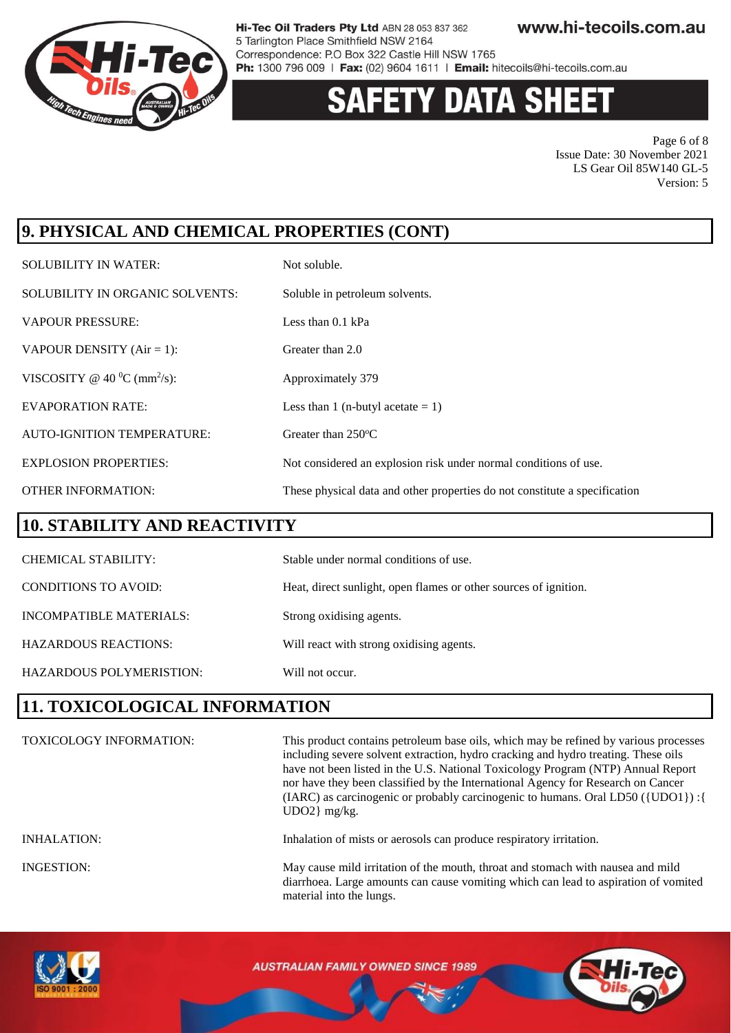## 9. PHYSICAL AND CHEMICAL PROPERTIES (CONT)

| | |
|---|---|
| SOLUBILITY IN WATER: | Not soluble. |
| SOLUBILITY IN ORGANIC SOLVENTS: | Soluble in petroleum solvents. |
| VAPOUR PRESSURE: | Less than 0.1 kPa |
| VAPOUR DENSITY (Air = 1): | Greater than 2.0 |
| VISCOSITY @ 40 $^0$C (mm$^2$/s): | Approximately 379 |
| EVAPORATION RATE: | Less than 1 (n-butyl acetate = 1) |
| AUTO-IGNITION TEMPERATURE: | Greater than 250$^o$C |
| EXPLOSION PROPERTIES: | Not considered an explosion risk under normal conditions of use. |
| OTHER INFORMATION: | These physical data and other properties do not constitute a specification |

## 10. STABILITY AND REACTIVITY

| | |
|---|---|
| CHEMICAL STABILITY: | Stable under normal conditions of use. |
| CONDITIONS TO AVOID: | Heat, direct sunlight, open flames or other sources of ignition. |
| INCOMPATIBLE MATERIALS: | Strong oxidising agents. |
| HAZARDOUS REACTIONS: | Will react with strong oxidising agents. |
| HAZARDOUS POLYMERISTION: | Will not occur. |

## 11. TOXICOLOGICAL INFORMATION

| | |
|---|---|
| TOXICOLOGY INFORMATION: | This product contains petroleum base oils, which may be refined by various processes including severe solvent extraction, hydro cracking and hydro treating. These oils have not been listed in the U.S. National Toxicology Program (NTP) Annual Report nor have they been classified by the International Agency for Research on Cancer (IARC) as carcinogenic or probably carcinogenic to humans. Oral LD50 ({UDO1}) :{ UDO2} mg/kg. |
| INHALATION: | Inhalation of mists or aerosols can produce respiratory irritation. |
| INGESTION: | May cause mild irritation of the mouth, throat and stomach with nausea and mild diarrhoea. Large amounts can cause vomiting which can lead to aspiration of vomited material into the lungs. |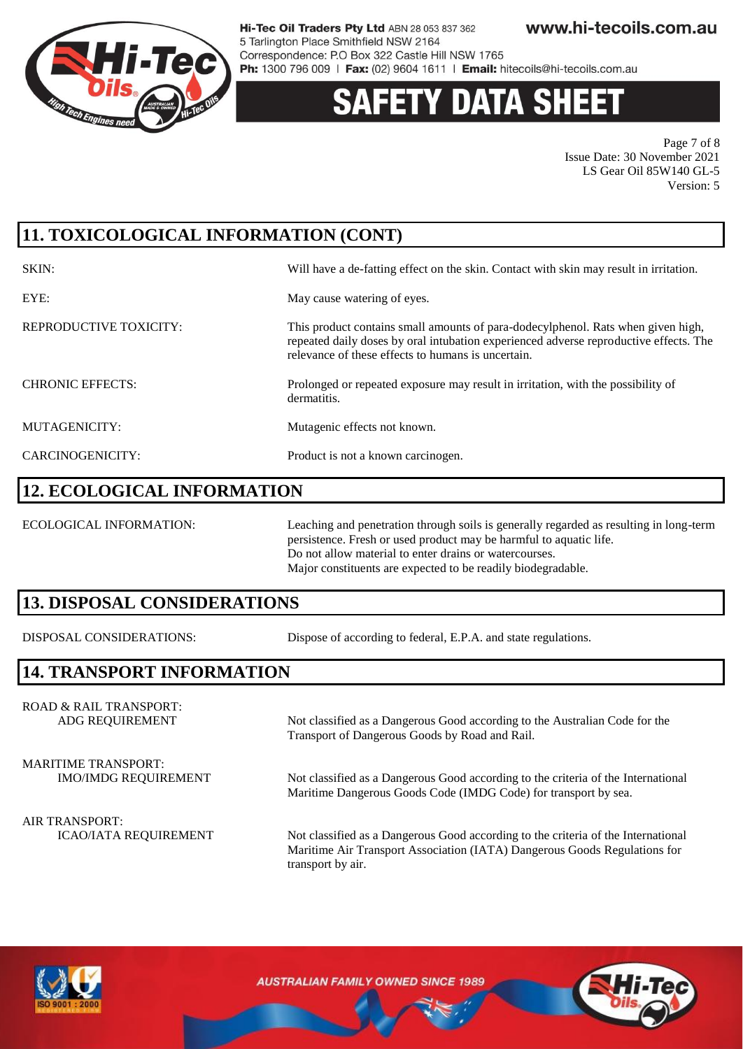## 11. TOXICOLOGICAL INFORMATION (CONT)

| | |
|---|---|
| SKIN: | Will have a de-fatting effect on the skin. Contact with skin may result in irritation. |
| EYE: | May cause watering of eyes. |
| REPRODUCTIVE TOXICITY: | This product contains small amounts of para-dodecylphenol. Rats when given high, repeated daily doses by oral intubation experienced adverse reproductive effects. The relevance of these effects to humans is uncertain. |
| CHRONIC EFFECTS: | Prolonged or repeated exposure may result in irritation, with the possibility of dermatitis. |
| MUTAGENICITY: | Mutagenic effects not known. |
| CARCINOGENICITY: | Product is not a known carcinogen. |

## 12. ECOLOGICAL INFORMATION

| | |
|---|---|
| ECOLOGICAL INFORMATION: | Leaching and penetration through soils is generally regarded as resulting in long-term persistence. Fresh or used product may be harmful to aquatic life.<br>Do not allow material to enter drains or watercourses.<br>Major constituents are expected to be readily biodegradable. |

## 13. DISPOSAL CONSIDERATIONS

| | |
|---|---|
| DISPOSAL CONSIDERATIONS: | Dispose of according to federal, E.P.A. and state regulations. |

## 14. TRANSPORT INFORMATION

ROAD & RAIL TRANSPORT:

| | |
|---|---|
| ADG REQUIREMENT | Not classified as a Dangerous Good according to the Australian Code for the Transport of Dangerous Goods by Road and Rail. |

MARITIME TRANSPORT:

| | |
|---|---|
| IMO/IMDG REQUIREMENT | Not classified as a Dangerous Good according to the criteria of the International Maritime Dangerous Goods Code (IMDG Code) for transport by sea. |

AIR TRANSPORT:

| | |
|---|---|
| ICAO/IATA REQUIREMENT | Not classified as a Dangerous Good according to the criteria of the International Maritime Air Transport Association (IATA) Dangerous Goods Regulations for transport by air. |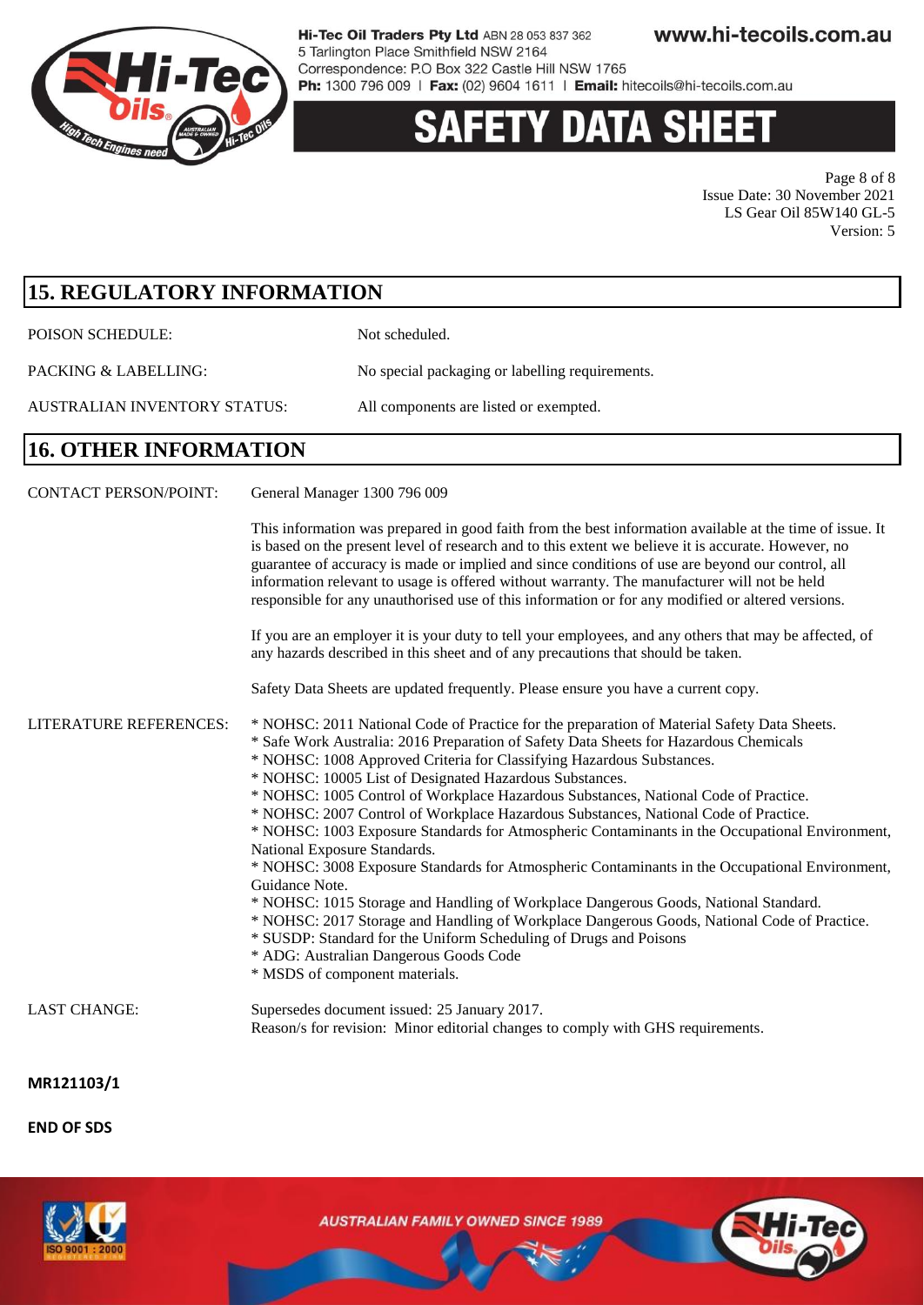## 15. REGULATORY INFORMATION

| | |
|---|---|
| POISON SCHEDULE: | Not scheduled. |
| PACKING & LABELLING: | No special packaging or labelling requirements. |
| AUSTRALIAN INVENTORY STATUS: | All components are listed or exempted. |

## 16. OTHER INFORMATION

CONTACT PERSON/POINT: General Manager 1300 796 009

This information was prepared in good faith from the best information available at the time of issue. It is based on the present level of research and to this extent we believe it is accurate. However, no guarantee of accuracy is made or implied and since conditions of use are beyond our control, all information relevant to usage is offered without warranty. The manufacturer will not be held responsible for any unauthorised use of this information or for any modified or altered versions.

If you are an employer it is your duty to tell your employees, and any others that may be affected, of any hazards described in this sheet and of any precautions that should be taken.

Safety Data Sheets are updated frequently. Please ensure you have a current copy.

LITERATURE REFERENCES:

* NOHSC: 2011 National Code of Practice for the preparation of Material Safety Data Sheets.
* Safe Work Australia: 2016 Preparation of Safety Data Sheets for Hazardous Chemicals
* NOHSC: 1008 Approved Criteria for Classifying Hazardous Substances.
* NOHSC: 10005 List of Designated Hazardous Substances.
* NOHSC: 1005 Control of Workplace Hazardous Substances, National Code of Practice.
* NOHSC: 2007 Control of Workplace Hazardous Substances, National Code of Practice.
* NOHSC: 1003 Exposure Standards for Atmospheric Contaminants in the Occupational Environment, National Exposure Standards.
* NOHSC: 3008 Exposure Standards for Atmospheric Contaminants in the Occupational Environment, Guidance Note.
* NOHSC: 1015 Storage and Handling of Workplace Dangerous Goods, National Standard.
* NOHSC: 2017 Storage and Handling of Workplace Dangerous Goods, National Code of Practice.
* SUSDP: Standard for the Uniform Scheduling of Drugs and Poisons
* ADG: Australian Dangerous Goods Code
* MSDS of component materials.

LAST CHANGE: Supersedes document issued: 25 January 2017.
Reason/s for revision: Minor editorial changes to comply with GHS requirements.

**MR121103/1**

**END OF SDS**